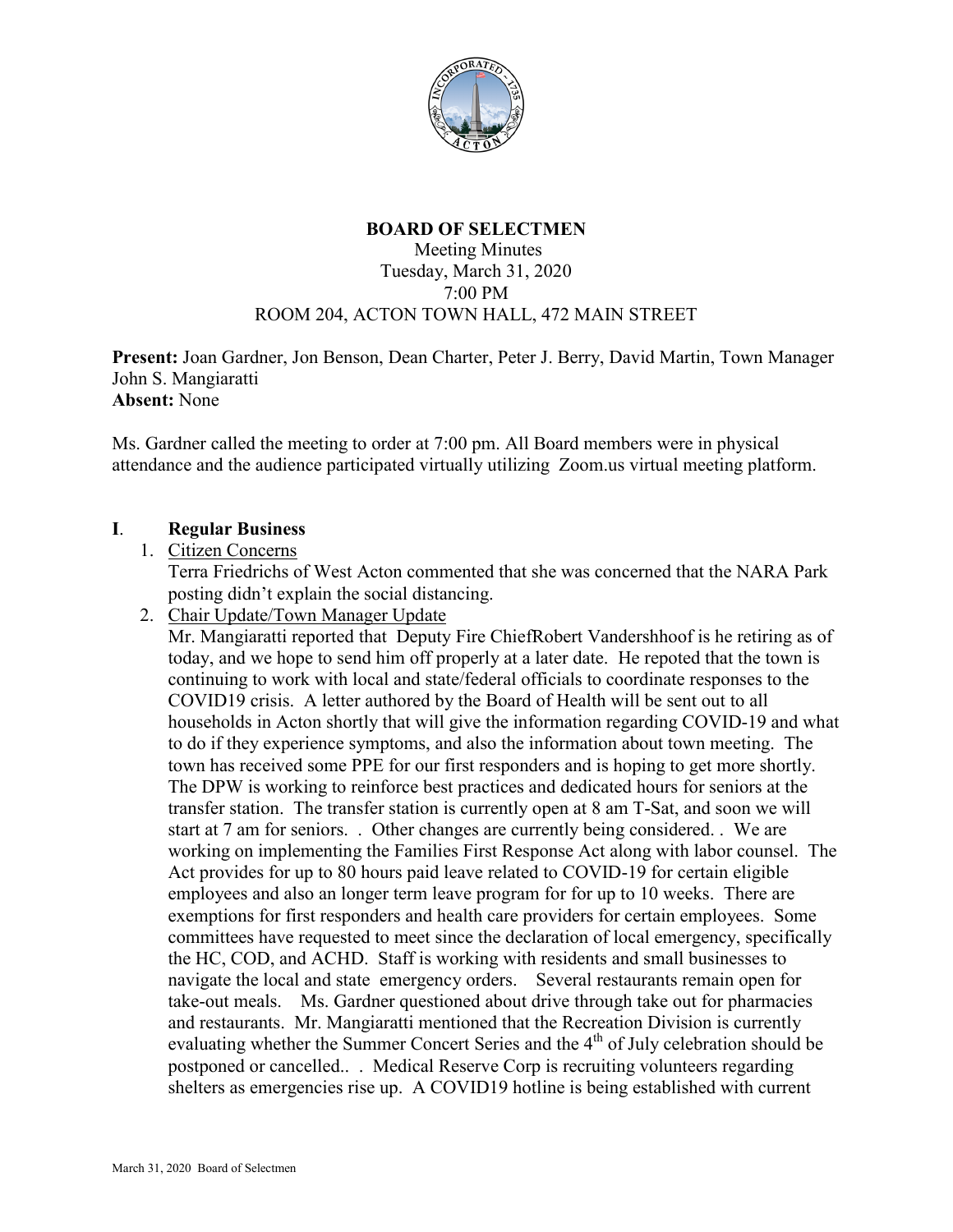**BOARD OF SELECTMEN**

Meeting Minutes

Tuesday, March 31, 2020

7:00 PM

ROOM 204, ACTON TOWN HALL, 472 MAIN STREET

**Present:** Joan Gardner, Jon Benson, Dean Charter, Peter J. Berry, David Martin, Town Manager John S. Mangiaratti

**Absent:** None

Ms. Gardner called the meeting to order at 7:00 pm. All Board members were in physical attendance and the audience participated virtually utilizing Zoom.us virtual meeting platform.

## I. Regular Business

1. Citizen Concerns

   Terra Friedrichs of West Acton commented that she was concerned that the NARA Park posting didn't explain the social distancing.

2. Chair Update/Town Manager Update

   Mr. Mangiaratti reported that Deputy Fire ChiefRobert Vandershhoof is he retiring as of today, and we hope to send him off properly at a later date. He repoted that the town is continuing to work with local and state/federal officials to coordinate responses to the COVID19 crisis. A letter authored by the Board of Health will be sent out to all households in Acton shortly that will give the information regarding COVID-19 and what to do if they experience symptoms, and also the information about town meeting. The town has received some PPE for our first responders and is hoping to get more shortly. The DPW is working to reinforce best practices and dedicated hours for seniors at the transfer station. The transfer station is currently open at 8 am T-Sat, and soon we will start at 7 am for seniors. . Other changes are currently being considered. . We are working on implementing the Families First Response Act along with labor counsel. The Act provides for up to 80 hours paid leave related to COVID-19 for certain eligible employees and also an longer term leave program for for up to 10 weeks. There are exemptions for first responders and health care providers for certain employees. Some committees have requested to meet since the declaration of local emergency, specifically the HC, COD, and ACHD. Staff is working with residents and small businesses to navigate the local and state emergency orders. Several restaurants remain open for take-out meals. Ms. Gardner questioned about drive through take out for pharmacies and restaurants. Mr. Mangiaratti mentioned that the Recreation Division is currently evaluating whether the Summer Concert Series and the 4th of July celebration should be postponed or cancelled.. . Medical Reserve Corp is recruiting volunteers regarding shelters as emergencies rise up. A COVID19 hotline is being established with current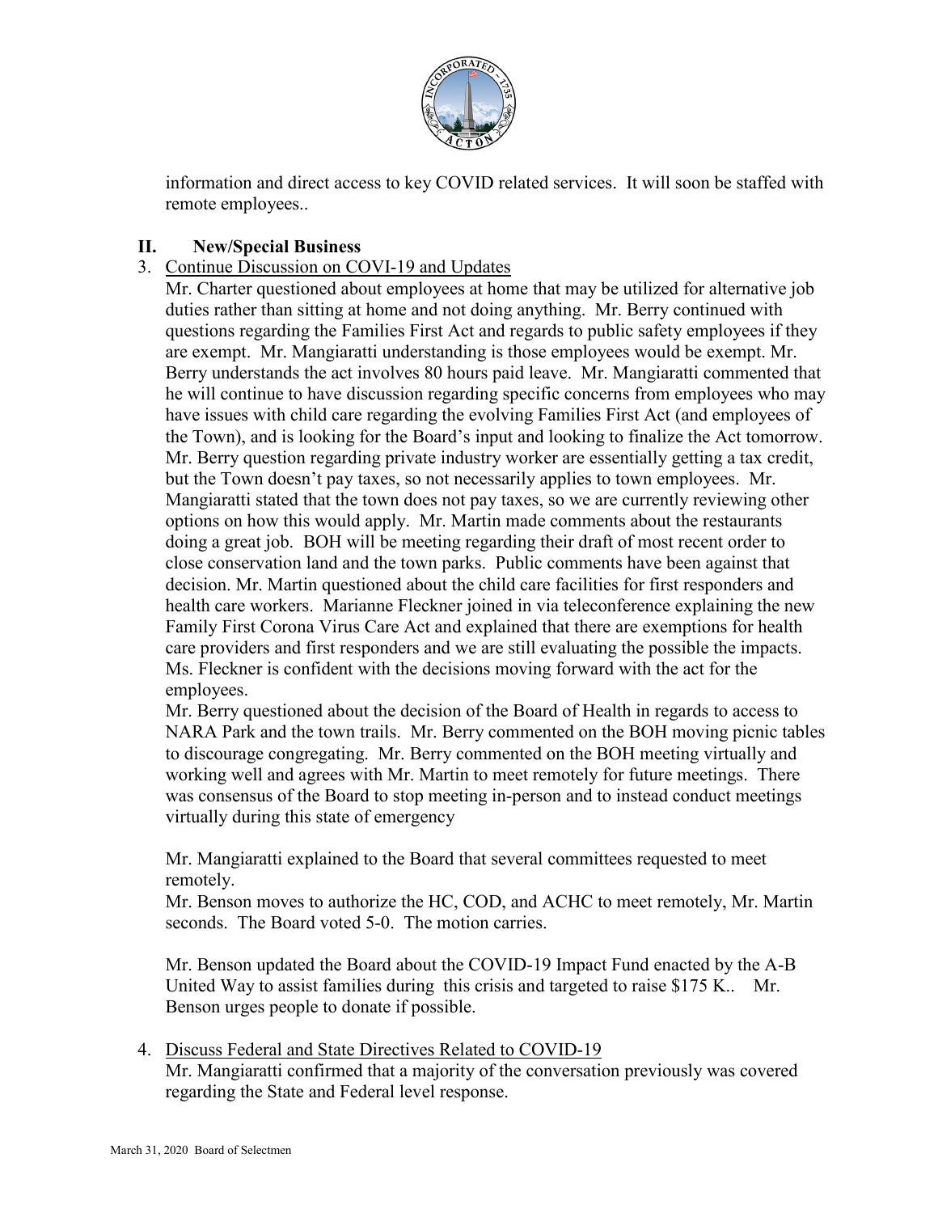information and direct access to key COVID related services. It will soon be staffed with remote employees..

## II. New/Special Business

3. Continue Discussion on COVI-19 and Updates

Mr. Charter questioned about employees at home that may be utilized for alternative job duties rather than sitting at home and not doing anything. Mr. Berry continued with questions regarding the Families First Act and regards to public safety employees if they are exempt. Mr. Mangiaratti understanding is those employees would be exempt. Mr. Berry understands the act involves 80 hours paid leave. Mr. Mangiaratti commented that he will continue to have discussion regarding specific concerns from employees who may have issues with child care regarding the evolving Families First Act (and employees of the Town), and is looking for the Board's input and looking to finalize the Act tomorrow. Mr. Berry question regarding private industry worker are essentially getting a tax credit, but the Town doesn't pay taxes, so not necessarily applies to town employees. Mr. Mangiaratti stated that the town does not pay taxes, so we are currently reviewing other options on how this would apply. Mr. Martin made comments about the restaurants doing a great job. BOH will be meeting regarding their draft of most recent order to close conservation land and the town parks. Public comments have been against that decision. Mr. Martin questioned about the child care facilities for first responders and health care workers. Marianne Fleckner joined in via teleconference explaining the new Family First Corona Virus Care Act and explained that there are exemptions for health care providers and first responders and we are still evaluating the possible the impacts. Ms. Fleckner is confident with the decisions moving forward with the act for the employees.

Mr. Berry questioned about the decision of the Board of Health in regards to access to NARA Park and the town trails. Mr. Berry commented on the BOH moving picnic tables to discourage congregating. Mr. Berry commented on the BOH meeting virtually and working well and agrees with Mr. Martin to meet remotely for future meetings. There was consensus of the Board to stop meeting in-person and to instead conduct meetings virtually during this state of emergency

Mr. Mangiaratti explained to the Board that several committees requested to meet remotely.

Mr. Benson moves to authorize the HC, COD, and ACHC to meet remotely, Mr. Martin seconds. The Board voted 5-0. The motion carries.

Mr. Benson updated the Board about the COVID-19 Impact Fund enacted by the A-B United Way to assist families during this crisis and targeted to raise $175 K.. Mr. Benson urges people to donate if possible.

4. Discuss Federal and State Directives Related to COVID-19

Mr. Mangiaratti confirmed that a majority of the conversation previously was covered regarding the State and Federal level response.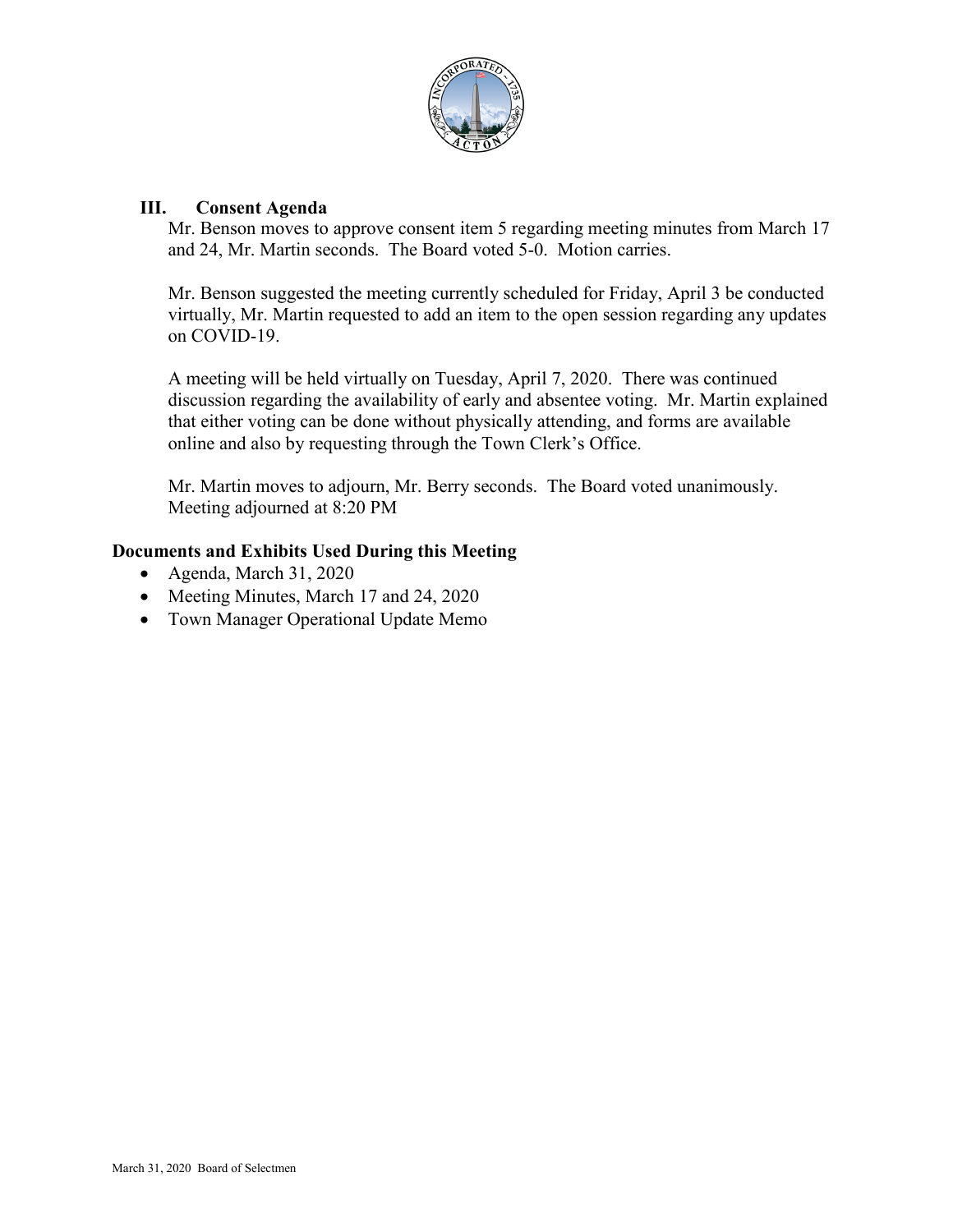## III. Consent Agenda

Mr. Benson moves to approve consent item 5 regarding meeting minutes from March 17 and 24, Mr. Martin seconds. The Board voted 5-0. Motion carries.

Mr. Benson suggested the meeting currently scheduled for Friday, April 3 be conducted virtually, Mr. Martin requested to add an item to the open session regarding any updates on COVID-19.

A meeting will be held virtually on Tuesday, April 7, 2020. There was continued discussion regarding the availability of early and absentee voting. Mr. Martin explained that either voting can be done without physically attending, and forms are available online and also by requesting through the Town Clerk's Office.

Mr. Martin moves to adjourn, Mr. Berry seconds. The Board voted unanimously. Meeting adjourned at 8:20 PM

### Documents and Exhibits Used During this Meeting

- Agenda, March 31, 2020
- Meeting Minutes, March 17 and 24, 2020
- Town Manager Operational Update Memo